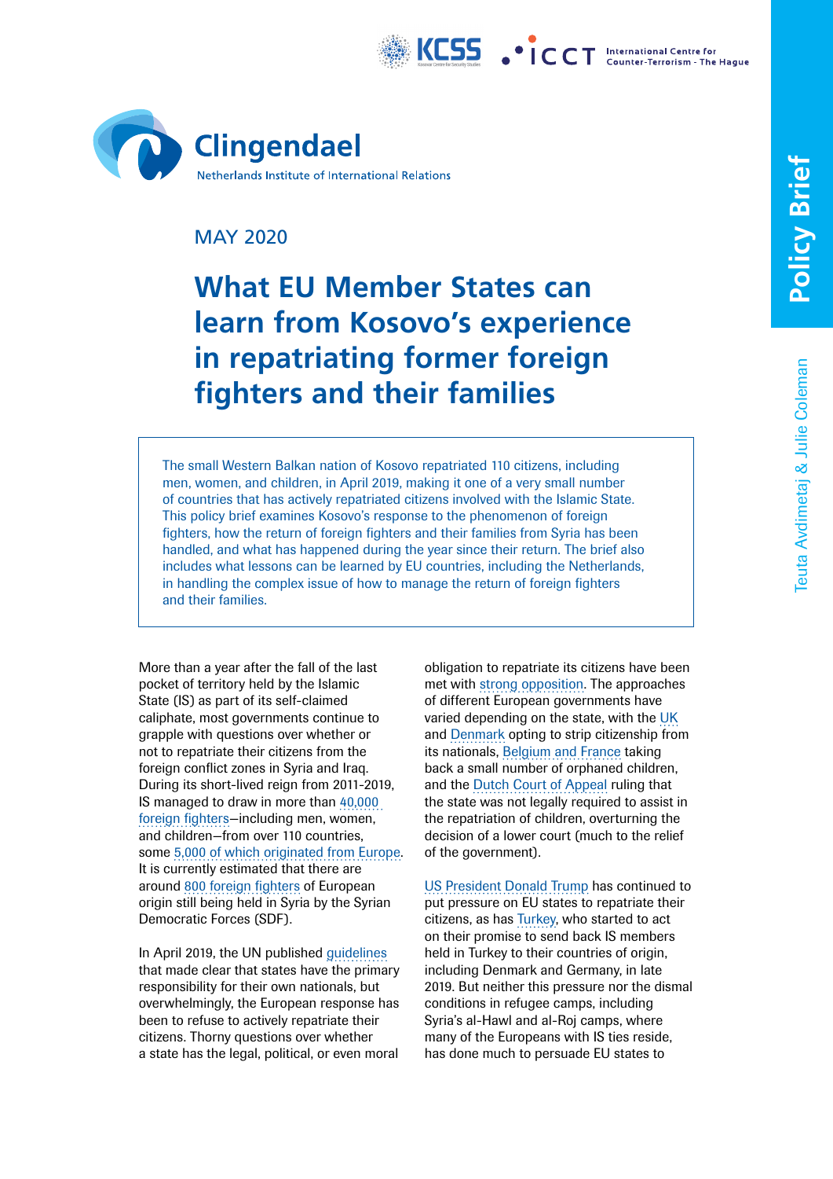MAY 2020

# What EU Member States can learn from Kosovo's experience in repatriating former foreign fighters and their families

Teuta Avdimetaj & Julie Coleman

The small Western Balkan nation of Kosovo repatriated 110 citizens, including men, women, and children, in April 2019, making it one of a very small number of countries that has actively repatriated citizens involved with the Islamic State. This policy brief examines Kosovo's response to the phenomenon of foreign fighters, how the return of foreign fighters and their families from Syria has been handled, and what has happened during the year since their return. The brief also includes what lessons can be learned by EU countries, including the Netherlands, in handling the complex issue of how to manage the return of foreign fighters and their families.

More than a year after the fall of the last pocket of territory held by the Islamic State (IS) as part of its self-claimed caliphate, most governments continue to grapple with questions over whether or not to repatriate their citizens from the foreign conflict zones in Syria and Iraq. During its short-lived reign from 2011-2019, IS managed to draw in more than 40,000 foreign fighters—including men, women, and children—from over 110 countries, some 5,000 of which originated from Europe. It is currently estimated that there are around 800 foreign fighters of European origin still being held in Syria by the Syrian Democratic Forces (SDF).

In April 2019, the UN published guidelines that made clear that states have the primary responsibility for their own nationals, but overwhelmingly, the European response has been to refuse to actively repatriate their citizens. Thorny questions over whether a state has the legal, political, or even moral obligation to repatriate its citizens have been met with strong opposition. The approaches of different European governments have varied depending on the state, with the UK and Denmark opting to strip citizenship from its nationals, Belgium and France taking back a small number of orphaned children, and the Dutch Court of Appeal ruling that the state was not legally required to assist in the repatriation of children, overturning the decision of a lower court (much to the relief of the government).

US President Donald Trump has continued to put pressure on EU states to repatriate their citizens, as has Turkey, who started to act on their promise to send back IS members held in Turkey to their countries of origin, including Denmark and Germany, in late 2019. But neither this pressure nor the dismal conditions in refugee camps, including Syria's al-Hawl and al-Roj camps, where many of the Europeans with IS ties reside, has done much to persuade EU states to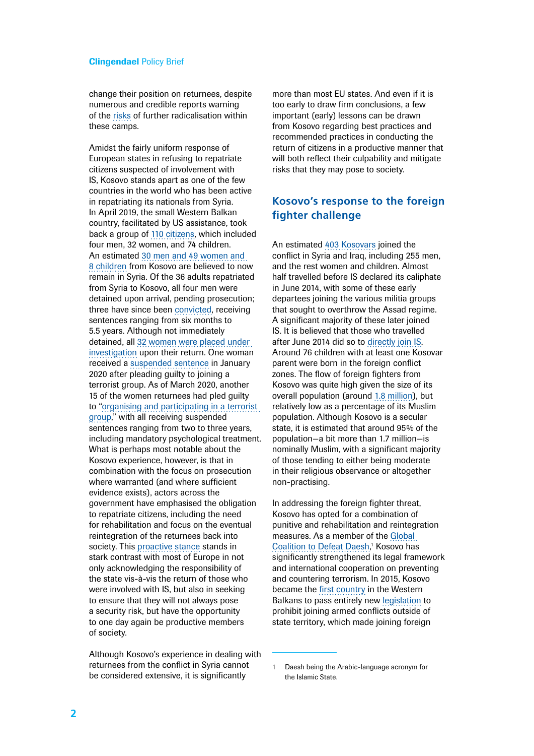change their position on returnees, despite numerous and credible reports warning of the risks of further radicalisation within these camps.

Amidst the fairly uniform response of European states in refusing to repatriate citizens suspected of involvement with IS, Kosovo stands apart as one of the few countries in the world who has been active in repatriating its nationals from Syria. In April 2019, the small Western Balkan country, facilitated by US assistance, took back a group of 110 citizens, which included four men, 32 women, and 74 children. An estimated 30 men and 49 women and 8 children from Kosovo are believed to now remain in Syria. Of the 36 adults repatriated from Syria to Kosovo, all four men were detained upon arrival, pending prosecution; three have since been convicted, receiving sentences ranging from six months to 5.5 years. Although not immediately detained, all 32 women were placed under investigation upon their return. One woman received a suspended sentence in January 2020 after pleading guilty to joining a terrorist group. As of March 2020, another 15 of the women returnees had pled guilty to "organising and participating in a terrorist group," with all receiving suspended sentences ranging from two to three years, including mandatory psychological treatment. What is perhaps most notable about the Kosovo experience, however, is that in combination with the focus on prosecution where warranted (and where sufficient evidence exists), actors across the government have emphasised the obligation to repatriate citizens, including the need for rehabilitation and focus on the eventual reintegration of the returnees back into society. This proactive stance stands in stark contrast with most of Europe in not only acknowledging the responsibility of the state vis-à-vis the return of those who were involved with IS, but also in seeking to ensure that they will not always pose a security risk, but have the opportunity to one day again be productive members of society.

Although Kosovo's experience in dealing with returnees from the conflict in Syria cannot be considered extensive, it is significantly more than most EU states. And even if it is too early to draw firm conclusions, a few important (early) lessons can be drawn from Kosovo regarding best practices and recommended practices in conducting the return of citizens in a productive manner that will both reflect their culpability and mitigate risks that they may pose to society.

## Kosovo's response to the foreign fighter challenge

An estimated 403 Kosovars joined the conflict in Syria and Iraq, including 255 men, and the rest women and children. Almost half travelled before IS declared its caliphate in June 2014, with some of these early departees joining the various militia groups that sought to overthrow the Assad regime. A significant majority of these later joined IS. It is believed that those who travelled after June 2014 did so to directly join IS. Around 76 children with at least one Kosovar parent were born in the foreign conflict zones. The flow of foreign fighters from Kosovo was quite high given the size of its overall population (around 1.8 million), but relatively low as a percentage of its Muslim population. Although Kosovo is a secular state, it is estimated that around 95% of the population—a bit more than 1.7 million—is nominally Muslim, with a significant majority of those tending to either being moderate in their religious observance or altogether non-practising.

In addressing the foreign fighter threat, Kosovo has opted for a combination of punitive and rehabilitation and reintegration measures. As a member of the Global Coalition to Defeat Daesh,[1] Kosovo has significantly strengthened its legal framework and international cooperation on preventing and countering terrorism. In 2015, Kosovo became the first country in the Western Balkans to pass entirely new legislation to prohibit joining armed conflicts outside of state territory, which made joining foreign

1 Daesh being the Arabic-language acronym for the Islamic State.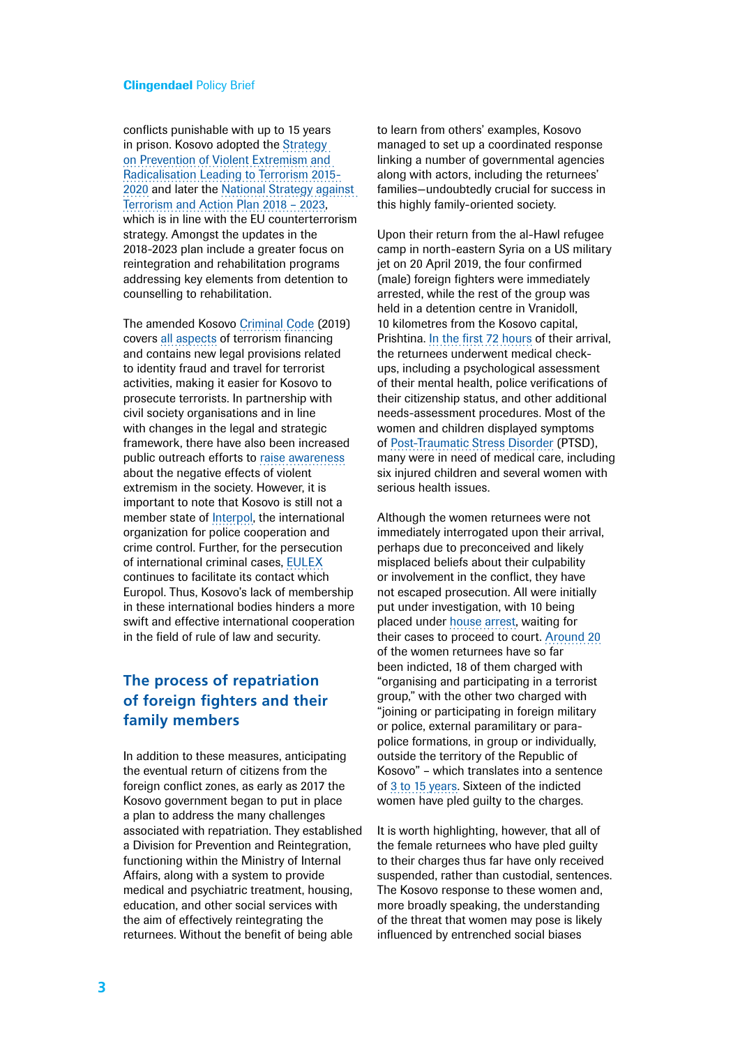conflicts punishable with up to 15 years in prison. Kosovo adopted the Strategy on Prevention of Violent Extremism and Radicalisation Leading to Terrorism 2015-2020 and later the National Strategy against Terrorism and Action Plan 2018 – 2023, which is in line with the EU counterterrorism strategy. Amongst the updates in the 2018-2023 plan include a greater focus on reintegration and rehabilitation programs addressing key elements from detention to counselling to rehabilitation.

The amended Kosovo Criminal Code (2019) covers all aspects of terrorism financing and contains new legal provisions related to identity fraud and travel for terrorist activities, making it easier for Kosovo to prosecute terrorists. In partnership with civil society organisations and in line with changes in the legal and strategic framework, there have also been increased public outreach efforts to raise awareness about the negative effects of violent extremism in the society. However, it is important to note that Kosovo is still not a member state of Interpol, the international organization for police cooperation and crime control. Further, for the persecution of international criminal cases, EULEX continues to facilitate its contact which Europol. Thus, Kosovo's lack of membership in these international bodies hinders a more swift and effective international cooperation in the field of rule of law and security.

## The process of repatriation of foreign fighters and their family members

In addition to these measures, anticipating the eventual return of citizens from the foreign conflict zones, as early as 2017 the Kosovo government began to put in place a plan to address the many challenges associated with repatriation. They established a Division for Prevention and Reintegration, functioning within the Ministry of Internal Affairs, along with a system to provide medical and psychiatric treatment, housing, education, and other social services with the aim of effectively reintegrating the returnees. Without the benefit of being able to learn from others' examples, Kosovo managed to set up a coordinated response linking a number of governmental agencies along with actors, including the returnees' families—undoubtedly crucial for success in this highly family-oriented society.

Upon their return from the al-Hawl refugee camp in north-eastern Syria on a US military jet on 20 April 2019, the four confirmed (male) foreign fighters were immediately arrested, while the rest of the group was held in a detention centre in Vranidoll, 10 kilometres from the Kosovo capital, Prishtina. In the first 72 hours of their arrival, the returnees underwent medical check-ups, including a psychological assessment of their mental health, police verifications of their citizenship status, and other additional needs-assessment procedures. Most of the women and children displayed symptoms of Post-Traumatic Stress Disorder (PTSD), many were in need of medical care, including six injured children and several women with serious health issues.

Although the women returnees were not immediately interrogated upon their arrival, perhaps due to preconceived and likely misplaced beliefs about their culpability or involvement in the conflict, they have not escaped prosecution. All were initially put under investigation, with 10 being placed under house arrest, waiting for their cases to proceed to court. Around 20 of the women returnees have so far been indicted, 18 of them charged with "organising and participating in a terrorist group," with the other two charged with "joining or participating in foreign military or police, external paramilitary or para-police formations, in group or individually, outside the territory of the Republic of Kosovo" – which translates into a sentence of 3 to 15 years. Sixteen of the indicted women have pled guilty to the charges.

It is worth highlighting, however, that all of the female returnees who have pled guilty to their charges thus far have only received suspended, rather than custodial, sentences. The Kosovo response to these women and, more broadly speaking, the understanding of the threat that women may pose is likely influenced by entrenched social biases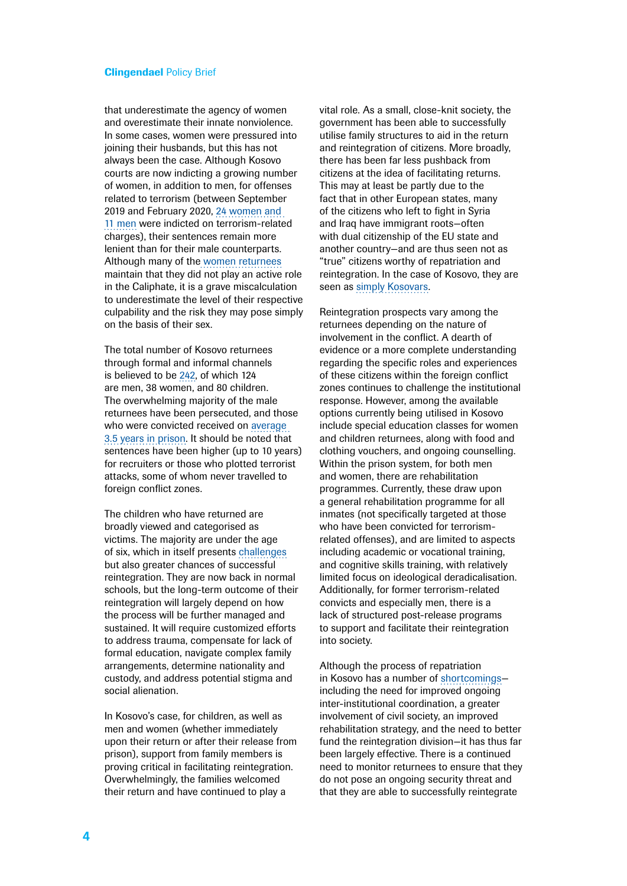that underestimate the agency of women and overestimate their innate nonviolence. In some cases, women were pressured into joining their husbands, but this has not always been the case. Although Kosovo courts are now indicting a growing number of women, in addition to men, for offenses related to terrorism (between September 2019 and February 2020, 24 women and 11 men were indicted on terrorism-related charges), their sentences remain more lenient than for their male counterparts. Although many of the women returnees maintain that they did not play an active role in the Caliphate, it is a grave miscalculation to underestimate the level of their respective culpability and the risk they may pose simply on the basis of their sex.

The total number of Kosovo returnees through formal and informal channels is believed to be 242, of which 124 are men, 38 women, and 80 children. The overwhelming majority of the male returnees have been persecuted, and those who were convicted received on average 3.5 years in prison. It should be noted that sentences have been higher (up to 10 years) for recruiters or those who plotted terrorist attacks, some of whom never travelled to foreign conflict zones.

The children who have returned are broadly viewed and categorised as victims. The majority are under the age of six, which in itself presents challenges but also greater chances of successful reintegration. They are now back in normal schools, but the long-term outcome of their reintegration will largely depend on how the process will be further managed and sustained. It will require customized efforts to address trauma, compensate for lack of formal education, navigate complex family arrangements, determine nationality and custody, and address potential stigma and social alienation.

In Kosovo's case, for children, as well as men and women (whether immediately upon their return or after their release from prison), support from family members is proving critical in facilitating reintegration. Overwhelmingly, the families welcomed their return and have continued to play a vital role. As a small, close-knit society, the government has been able to successfully utilise family structures to aid in the return and reintegration of citizens. More broadly, there has been far less pushback from citizens at the idea of facilitating returns. This may at least be partly due to the fact that in other European states, many of the citizens who left to fight in Syria and Iraq have immigrant roots—often with dual citizenship of the EU state and another country—and are thus seen not as "true" citizens worthy of repatriation and reintegration. In the case of Kosovo, they are seen as simply Kosovars.

Reintegration prospects vary among the returnees depending on the nature of involvement in the conflict. A dearth of evidence or a more complete understanding regarding the specific roles and experiences of these citizens within the foreign conflict zones continues to challenge the institutional response. However, among the available options currently being utilised in Kosovo include special education classes for women and children returnees, along with food and clothing vouchers, and ongoing counselling. Within the prison system, for both men and women, there are rehabilitation programmes. Currently, these draw upon a general rehabilitation programme for all inmates (not specifically targeted at those who have been convicted for terrorism-related offenses), and are limited to aspects including academic or vocational training, and cognitive skills training, with relatively limited focus on ideological deradicalisation. Additionally, for former terrorism-related convicts and especially men, there is a lack of structured post-release programs to support and facilitate their reintegration into society.

Although the process of repatriation in Kosovo has a number of shortcomings—including the need for improved ongoing inter-institutional coordination, a greater involvement of civil society, an improved rehabilitation strategy, and the need to better fund the reintegration division—it has thus far been largely effective. There is a continued need to monitor returnees to ensure that they do not pose an ongoing security threat and that they are able to successfully reintegrate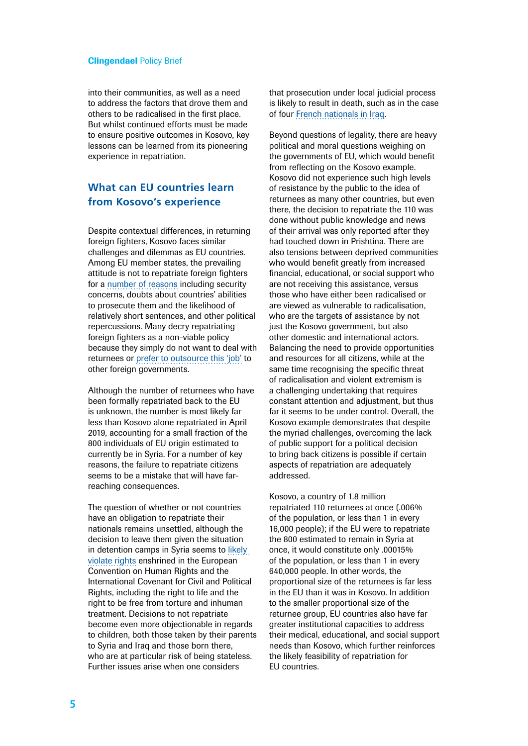into their communities, as well as a need to address the factors that drove them and others to be radicalised in the first place. But whilst continued efforts must be made to ensure positive outcomes in Kosovo, key lessons can be learned from its pioneering experience in repatriation.

## What can EU countries learn from Kosovo's experience

Despite contextual differences, in returning foreign fighters, Kosovo faces similar challenges and dilemmas as EU countries. Among EU member states, the prevailing attitude is not to repatriate foreign fighters for a number of reasons including security concerns, doubts about countries' abilities to prosecute them and the likelihood of relatively short sentences, and other political repercussions. Many decry repatriating foreign fighters as a non-viable policy because they simply do not want to deal with returnees or prefer to outsource this 'job' to other foreign governments.

Although the number of returnees who have been formally repatriated back to the EU is unknown, the number is most likely far less than Kosovo alone repatriated in April 2019, accounting for a small fraction of the 800 individuals of EU origin estimated to currently be in Syria. For a number of key reasons, the failure to repatriate citizens seems to be a mistake that will have far-reaching consequences.

The question of whether or not countries have an obligation to repatriate their nationals remains unsettled, although the decision to leave them given the situation in detention camps in Syria seems to likely violate rights enshrined in the European Convention on Human Rights and the International Covenant for Civil and Political Rights, including the right to life and the right to be free from torture and inhuman treatment. Decisions to not repatriate become even more objectionable in regards to children, both those taken by their parents to Syria and Iraq and those born there, who are at particular risk of being stateless. Further issues arise when one considers that prosecution under local judicial process is likely to result in death, such as in the case of four French nationals in Iraq.

Beyond questions of legality, there are heavy political and moral questions weighing on the governments of EU, which would benefit from reflecting on the Kosovo example. Kosovo did not experience such high levels of resistance by the public to the idea of returnees as many other countries, but even there, the decision to repatriate the 110 was done without public knowledge and news of their arrival was only reported after they had touched down in Prishtina. There are also tensions between deprived communities who would benefit greatly from increased financial, educational, or social support who are not receiving this assistance, versus those who have either been radicalised or are viewed as vulnerable to radicalisation, who are the targets of assistance by not just the Kosovo government, but also other domestic and international actors. Balancing the need to provide opportunities and resources for all citizens, while at the same time recognising the specific threat of radicalisation and violent extremism is a challenging undertaking that requires constant attention and adjustment, but thus far it seems to be under control. Overall, the Kosovo example demonstrates that despite the myriad challenges, overcoming the lack of public support for a political decision to bring back citizens is possible if certain aspects of repatriation are adequately addressed.

Kosovo, a country of 1.8 million repatriated 110 returnees at once (.006% of the population, or less than 1 in every 16,000 people); if the EU were to repatriate the 800 estimated to remain in Syria at once, it would constitute only .00015% of the population, or less than 1 in every 640,000 people. In other words, the proportional size of the returnees is far less in the EU than it was in Kosovo. In addition to the smaller proportional size of the returnee group, EU countries also have far greater institutional capacities to address their medical, educational, and social support needs than Kosovo, which further reinforces the likely feasibility of repatriation for EU countries.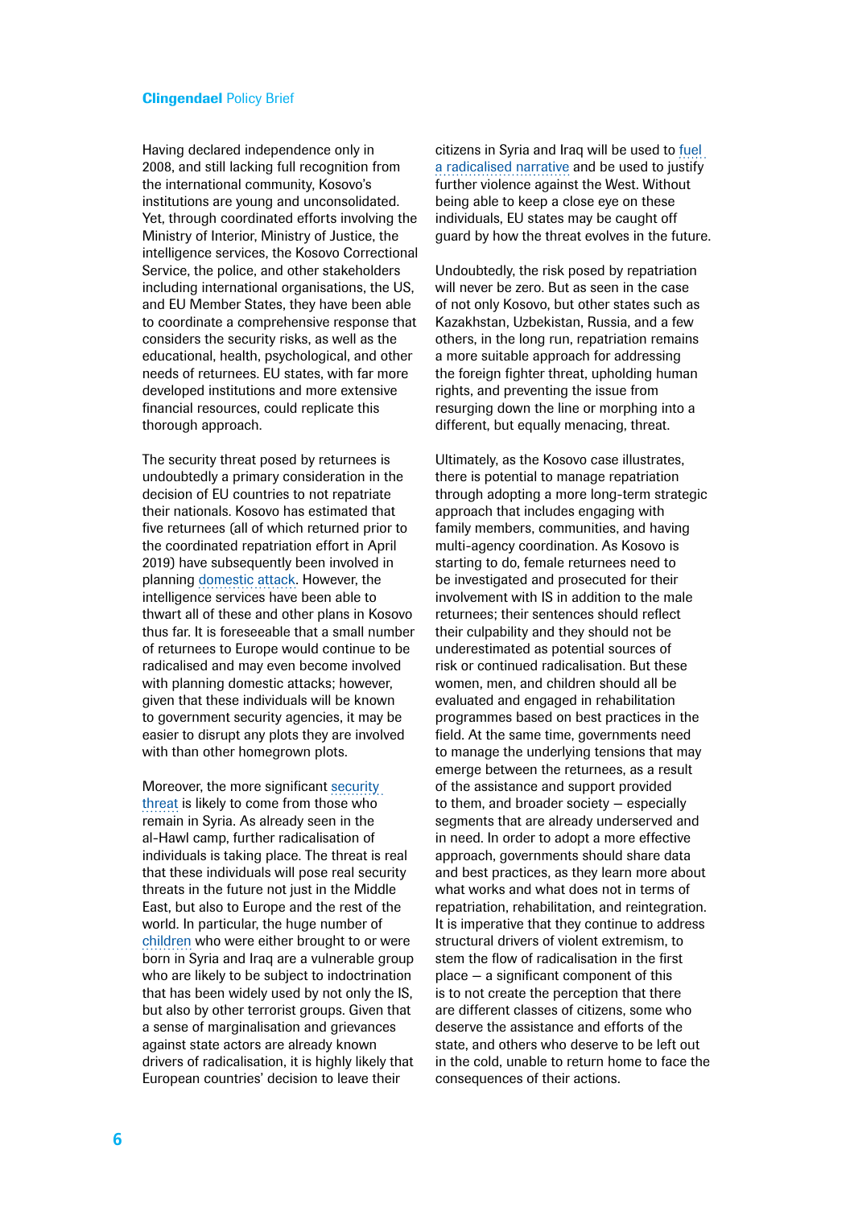Having declared independence only in 2008, and still lacking full recognition from the international community, Kosovo's institutions are young and unconsolidated. Yet, through coordinated efforts involving the Ministry of Interior, Ministry of Justice, the intelligence services, the Kosovo Correctional Service, the police, and other stakeholders including international organisations, the US, and EU Member States, they have been able to coordinate a comprehensive response that considers the security risks, as well as the educational, health, psychological, and other needs of returnees. EU states, with far more developed institutions and more extensive financial resources, could replicate this thorough approach.

The security threat posed by returnees is undoubtedly a primary consideration in the decision of EU countries to not repatriate their nationals. Kosovo has estimated that five returnees (all of which returned prior to the coordinated repatriation effort in April 2019) have subsequently been involved in planning domestic attack. However, the intelligence services have been able to thwart all of these and other plans in Kosovo thus far. It is foreseeable that a small number of returnees to Europe would continue to be radicalised and may even become involved with planning domestic attacks; however, given that these individuals will be known to government security agencies, it may be easier to disrupt any plots they are involved with than other homegrown plots.

Moreover, the more significant security threat is likely to come from those who remain in Syria. As already seen in the al-Hawl camp, further radicalisation of individuals is taking place. The threat is real that these individuals will pose real security threats in the future not just in the Middle East, but also to Europe and the rest of the world. In particular, the huge number of children who were either brought to or were born in Syria and Iraq are a vulnerable group who are likely to be subject to indoctrination that has been widely used by not only the IS, but also by other terrorist groups. Given that a sense of marginalisation and grievances against state actors are already known drivers of radicalisation, it is highly likely that European countries' decision to leave their citizens in Syria and Iraq will be used to fuel a radicalised narrative and be used to justify further violence against the West. Without being able to keep a close eye on these individuals, EU states may be caught off guard by how the threat evolves in the future.

Undoubtedly, the risk posed by repatriation will never be zero. But as seen in the case of not only Kosovo, but other states such as Kazakhstan, Uzbekistan, Russia, and a few others, in the long run, repatriation remains a more suitable approach for addressing the foreign fighter threat, upholding human rights, and preventing the issue from resurging down the line or morphing into a different, but equally menacing, threat.

Ultimately, as the Kosovo case illustrates, there is potential to manage repatriation through adopting a more long-term strategic approach that includes engaging with family members, communities, and having multi-agency coordination. As Kosovo is starting to do, female returnees need to be investigated and prosecuted for their involvement with IS in addition to the male returnees; their sentences should reflect their culpability and they should not be underestimated as potential sources of risk or continued radicalisation. But these women, men, and children should all be evaluated and engaged in rehabilitation programmes based on best practices in the field. At the same time, governments need to manage the underlying tensions that may emerge between the returnees, as a result of the assistance and support provided to them, and broader society – especially segments that are already underserved and in need. In order to adopt a more effective approach, governments should share data and best practices, as they learn more about what works and what does not in terms of repatriation, rehabilitation, and reintegration. It is imperative that they continue to address structural drivers of violent extremism, to stem the flow of radicalisation in the first place – a significant component of this is to not create the perception that there are different classes of citizens, some who deserve the assistance and efforts of the state, and others who deserve to be left out in the cold, unable to return home to face the consequences of their actions.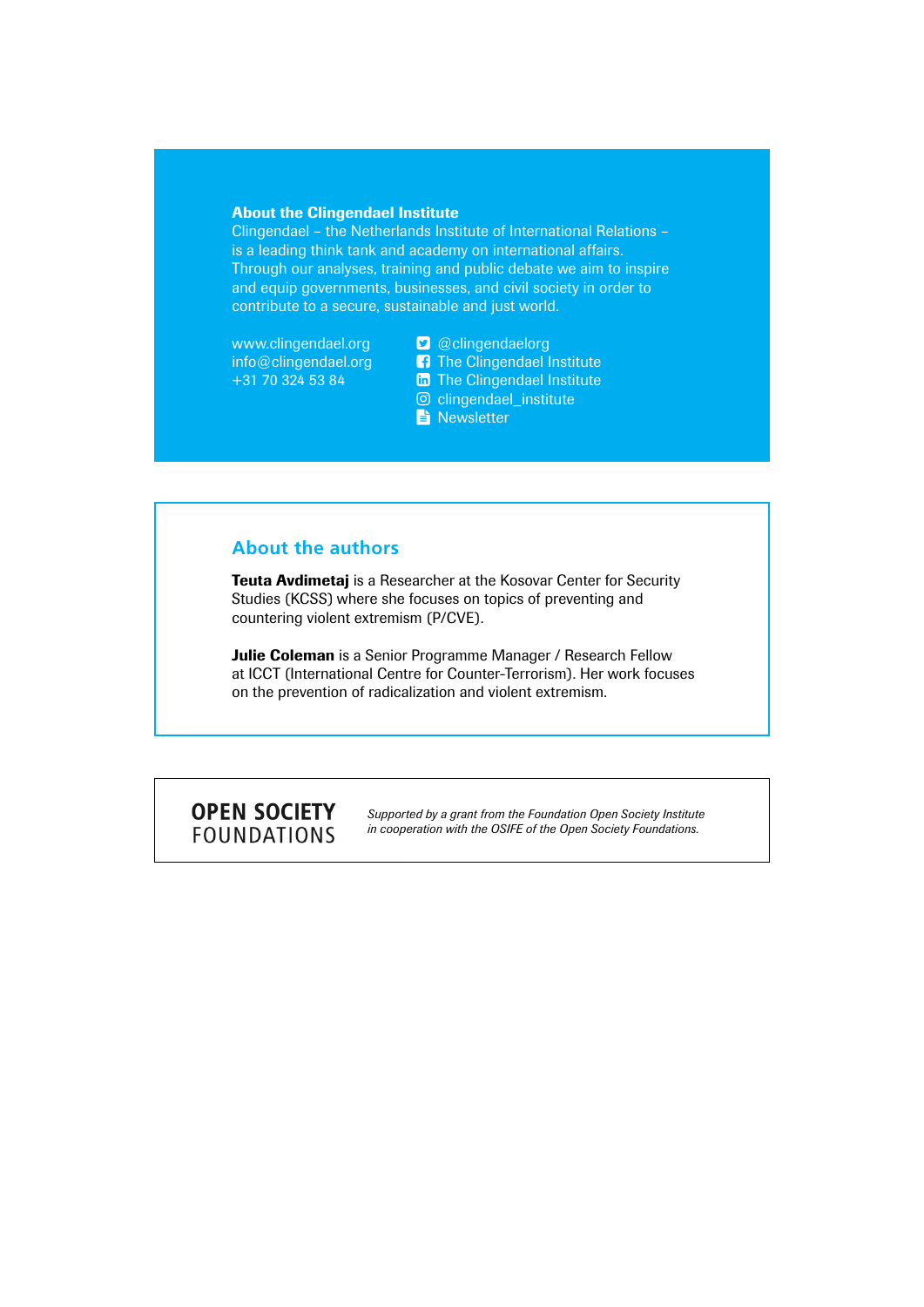**About the Clingendael Institute**
Clingendael – the Netherlands Institute of International Relations – is a leading think tank and academy on international affairs. Through our analyses, training and public debate we aim to inspire and equip governments, businesses, and civil society in order to contribute to a secure, sustainable and just world.

www.clingendael.org
info@clingendael.org
+31 70 324 53 84

@clingendaelorg
The Clingendael Institute
The Clingendael Institute
clingendael_institute
Newsletter

## About the authors

**Teuta Avdimetaj** is a Researcher at the Kosovar Center for Security Studies (KCSS) where she focuses on topics of preventing and countering violent extremism (P/CVE).

**Julie Coleman** is a Senior Programme Manager / Research Fellow at ICCT (International Centre for Counter-Terrorism). Her work focuses on the prevention of radicalization and violent extremism.

**OPEN SOCIETY**
FOUNDATIONS

*Supported by a grant from the Foundation Open Society Institute in cooperation with the OSIFE of the Open Society Foundations.*